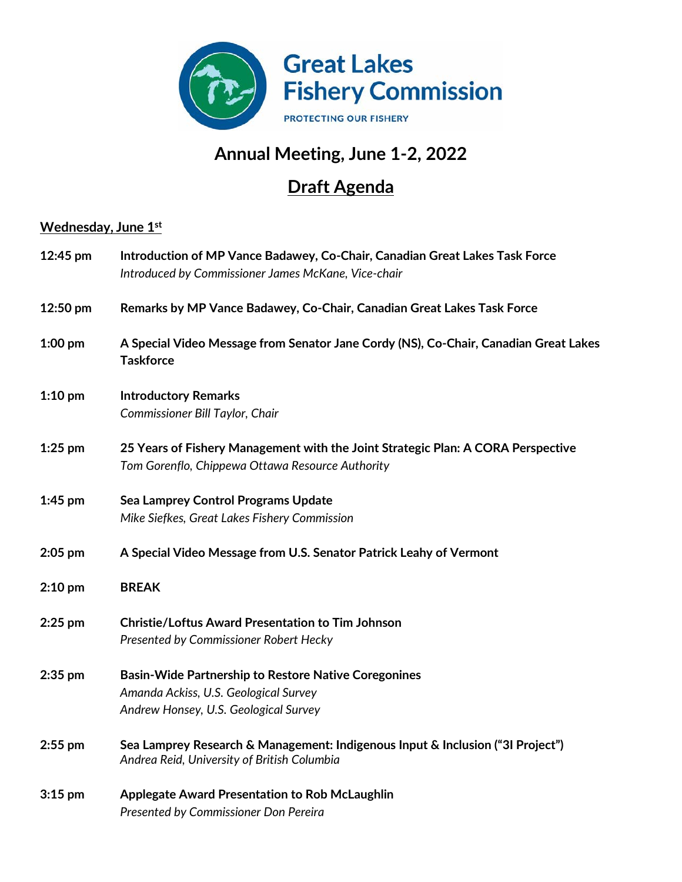Great Lakes Fishery Commission

PROTECTING OUR FISHERY

# Annual Meeting, June 1-2, 2022

## Draft Agenda

### Wednesday, June 1st

**12:45 pm** **Introduction of MP Vance Badawey, Co-Chair, Canadian Great Lakes Task Force**
*Introduced by Commissioner James McKane, Vice-chair*

**12:50 pm** **Remarks by MP Vance Badawey, Co-Chair, Canadian Great Lakes Task Force**

**1:00 pm** **A Special Video Message from Senator Jane Cordy (NS), Co-Chair, Canadian Great Lakes Taskforce**

**1:10 pm** **Introductory Remarks**
*Commissioner Bill Taylor, Chair*

**1:25 pm** **25 Years of Fishery Management with the Joint Strategic Plan: A CORA Perspective**
*Tom Gorenflo, Chippewa Ottawa Resource Authority*

**1:45 pm** **Sea Lamprey Control Programs Update**
*Mike Siefkes, Great Lakes Fishery Commission*

**2:05 pm** **A Special Video Message from U.S. Senator Patrick Leahy of Vermont**

**2:10 pm** **BREAK**

**2:25 pm** **Christie/Loftus Award Presentation to Tim Johnson**
*Presented by Commissioner Robert Hecky*

**2:35 pm** **Basin-Wide Partnership to Restore Native Coregonines**
*Amanda Ackiss, U.S. Geological Survey*
*Andrew Honsey, U.S. Geological Survey*

**2:55 pm** **Sea Lamprey Research & Management: Indigenous Input & Inclusion ("3I Project")**
*Andrea Reid, University of British Columbia*

**3:15 pm** **Applegate Award Presentation to Rob McLaughlin**
*Presented by Commissioner Don Pereira*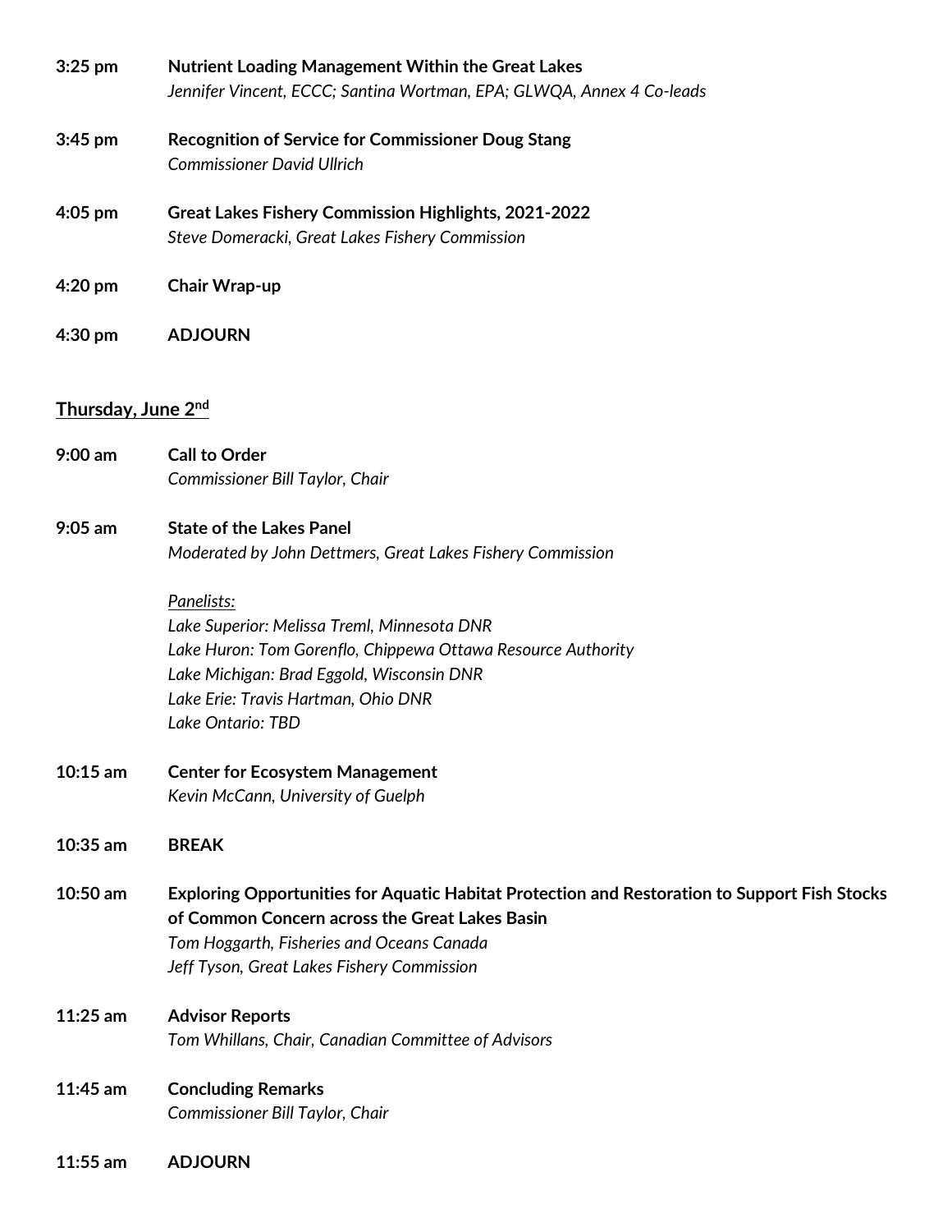**3:25 pm** **Nutrient Loading Management Within the Great Lakes**
*Jennifer Vincent, ECCC; Santina Wortman, EPA; GLWQA, Annex 4 Co-leads*

**3:45 pm** **Recognition of Service for Commissioner Doug Stang**
*Commissioner David Ullrich*

**4:05 pm** **Great Lakes Fishery Commission Highlights, 2021-2022**
*Steve Domeracki, Great Lakes Fishery Commission*

**4:20 pm** **Chair Wrap-up**

**4:30 pm** **ADJOURN**

## Thursday, June 2nd

**9:00 am** **Call to Order**
*Commissioner Bill Taylor, Chair*

**9:05 am** **State of the Lakes Panel**
*Moderated by John Dettmers, Great Lakes Fishery Commission*

*Panelists:*
*Lake Superior: Melissa Treml, Minnesota DNR*
*Lake Huron: Tom Gorenflo, Chippewa Ottawa Resource Authority*
*Lake Michigan: Brad Eggold, Wisconsin DNR*
*Lake Erie: Travis Hartman, Ohio DNR*
*Lake Ontario: TBD*

**10:15 am** **Center for Ecosystem Management**
*Kevin McCann, University of Guelph*

**10:35 am** **BREAK**

**10:50 am** **Exploring Opportunities for Aquatic Habitat Protection and Restoration to Support Fish Stocks of Common Concern across the Great Lakes Basin**
*Tom Hoggarth, Fisheries and Oceans Canada*
*Jeff Tyson, Great Lakes Fishery Commission*

**11:25 am** **Advisor Reports**
*Tom Whillans, Chair, Canadian Committee of Advisors*

**11:45 am** **Concluding Remarks**
*Commissioner Bill Taylor, Chair*

**11:55 am** **ADJOURN**